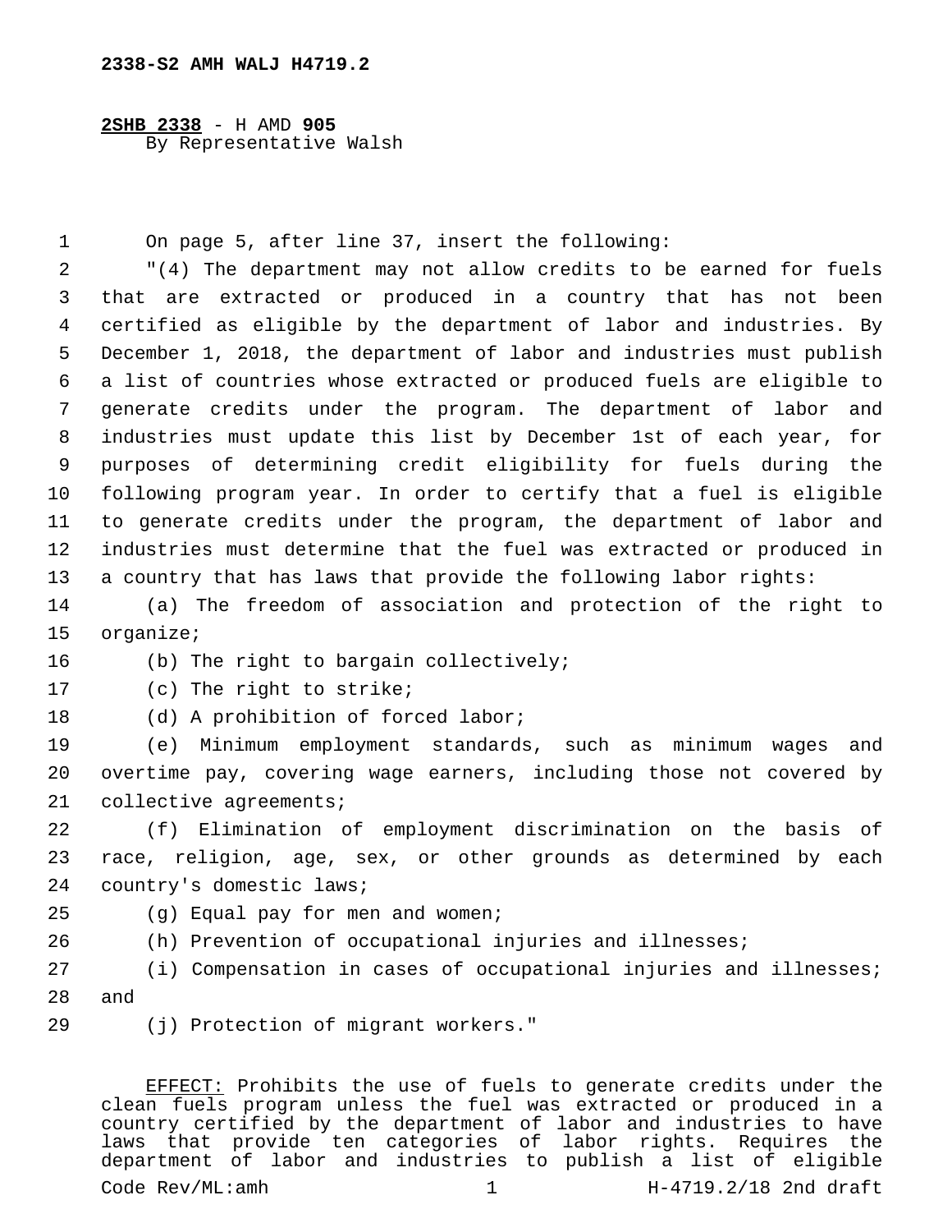**2338-S2 AMH WALJ H4719.2**

**2SHB 2338** - H AMD **905**
By Representative Walsh

On page 5, after line 37, insert the following:

"(4) The department may not allow credits to be earned for fuels that are extracted or produced in a country that has not been certified as eligible by the department of labor and industries. By December 1, 2018, the department of labor and industries must publish a list of countries whose extracted or produced fuels are eligible to generate credits under the program. The department of labor and industries must update this list by December 1st of each year, for purposes of determining credit eligibility for fuels during the following program year. In order to certify that a fuel is eligible to generate credits under the program, the department of labor and industries must determine that the fuel was extracted or produced in a country that has laws that provide the following labor rights:

(a) The freedom of association and protection of the right to organize;

(b) The right to bargain collectively;

(c) The right to strike;

(d) A prohibition of forced labor;

(e) Minimum employment standards, such as minimum wages and overtime pay, covering wage earners, including those not covered by collective agreements;

(f) Elimination of employment discrimination on the basis of race, religion, age, sex, or other grounds as determined by each country's domestic laws;

(g) Equal pay for men and women;

(h) Prevention of occupational injuries and illnesses;

(i) Compensation in cases of occupational injuries and illnesses; and

(j) Protection of migrant workers."

EFFECT: Prohibits the use of fuels to generate credits under the clean fuels program unless the fuel was extracted or produced in a country certified by the department of labor and industries to have laws that provide ten categories of labor rights. Requires the department of labor and industries to publish a list of eligible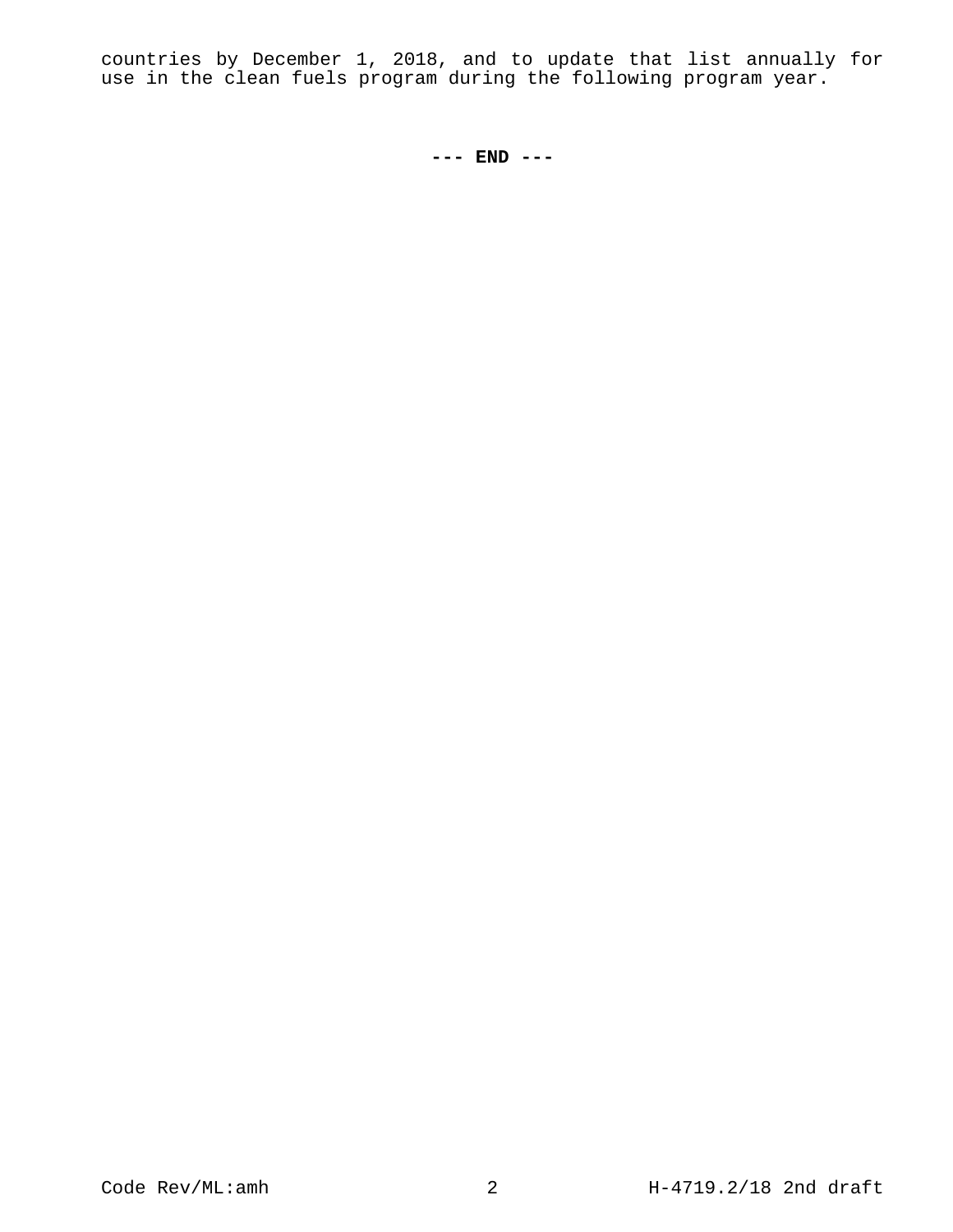countries by December 1, 2018, and to update that list annually for use in the clean fuels program during the following program year.

**--- END ---**